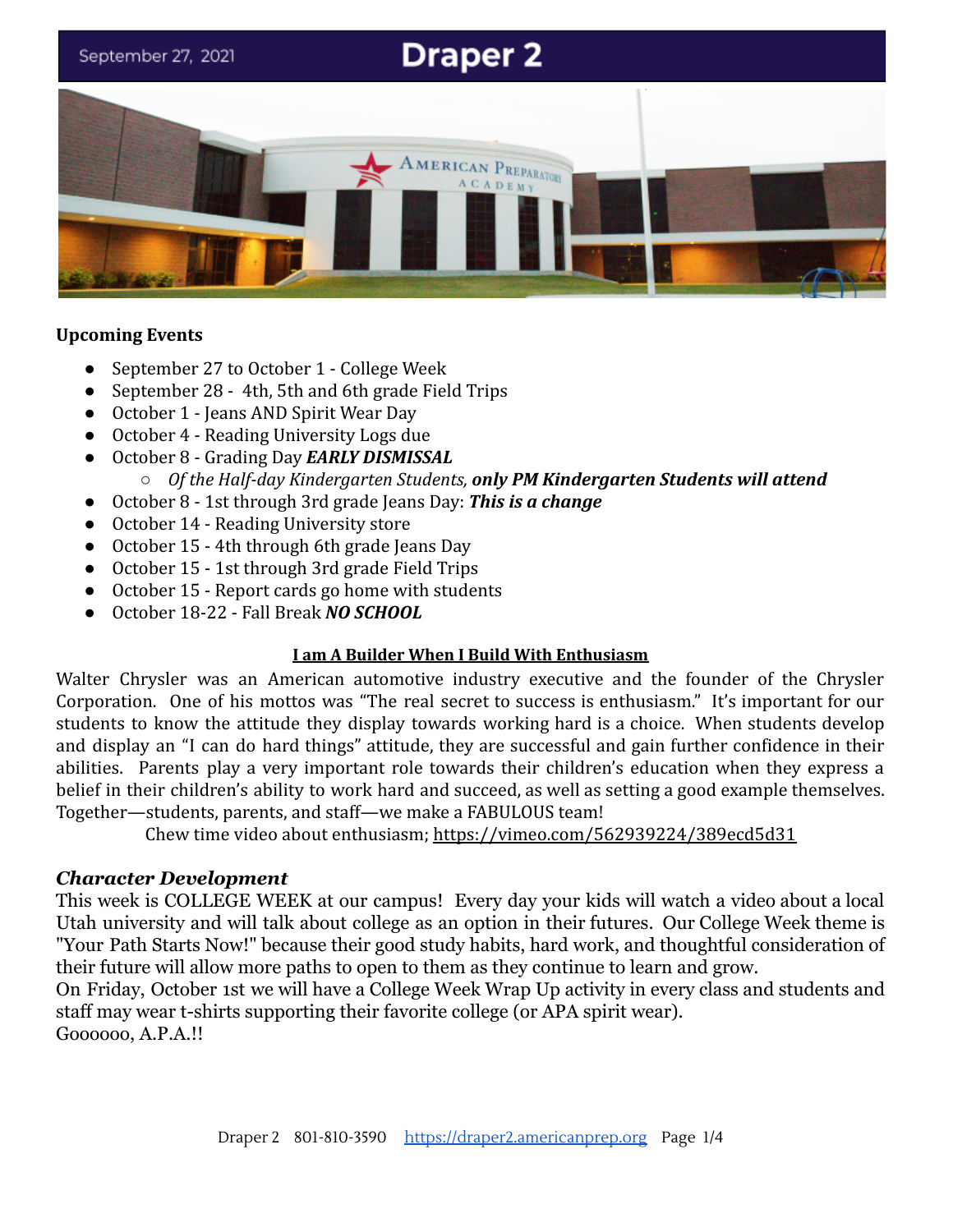September 27, 2021

# Draper 2

**Upcoming Events**

- September 27 to October 1 - College Week
- September 28 - 4th, 5th and 6th grade Field Trips
- October 1 - Jeans AND Spirit Wear Day
- October 4 - Reading University Logs due
- October 8 - Grading Day ***EARLY DISMISSAL***
    - *Of the Half-day Kindergarten Students,* ***only PM Kindergarten Students will attend***
- October 8 - 1st through 3rd grade Jeans Day: ***This is a change***
- October 14 - Reading University store
- October 15 - 4th through 6th grade Jeans Day
- October 15 - 1st through 3rd grade Field Trips
- October 15 - Report cards go home with students
- October 18-22 - Fall Break ***NO SCHOOL***

**I am A Builder When I Build With Enthusiasm**

Walter Chrysler was an American automotive industry executive and the founder of the Chrysler Corporation. One of his mottos was "The real secret to success is enthusiasm." It's important for our students to know the attitude they display towards working hard is a choice. When students develop and display an "I can do hard things" attitude, they are successful and gain further confidence in their abilities. Parents play a very important role towards their children's education when they express a belief in their children's ability to work hard and succeed, as well as setting a good example themselves. Together—students, parents, and staff—we make a FABULOUS team!

Chew time video about enthusiasm; https://vimeo.com/562939224/389ecd5d31

### *Character Development*

This week is COLLEGE WEEK at our campus! Every day your kids will watch a video about a local Utah university and will talk about college as an option in their futures. Our College Week theme is "Your Path Starts Now!" because their good study habits, hard work, and thoughtful consideration of their future will allow more paths to open to them as they continue to learn and grow.

On Friday, October 1st we will have a College Week Wrap Up activity in every class and students and staff may wear t-shirts supporting their favorite college (or APA spirit wear).

Goooooo, A.P.A.!!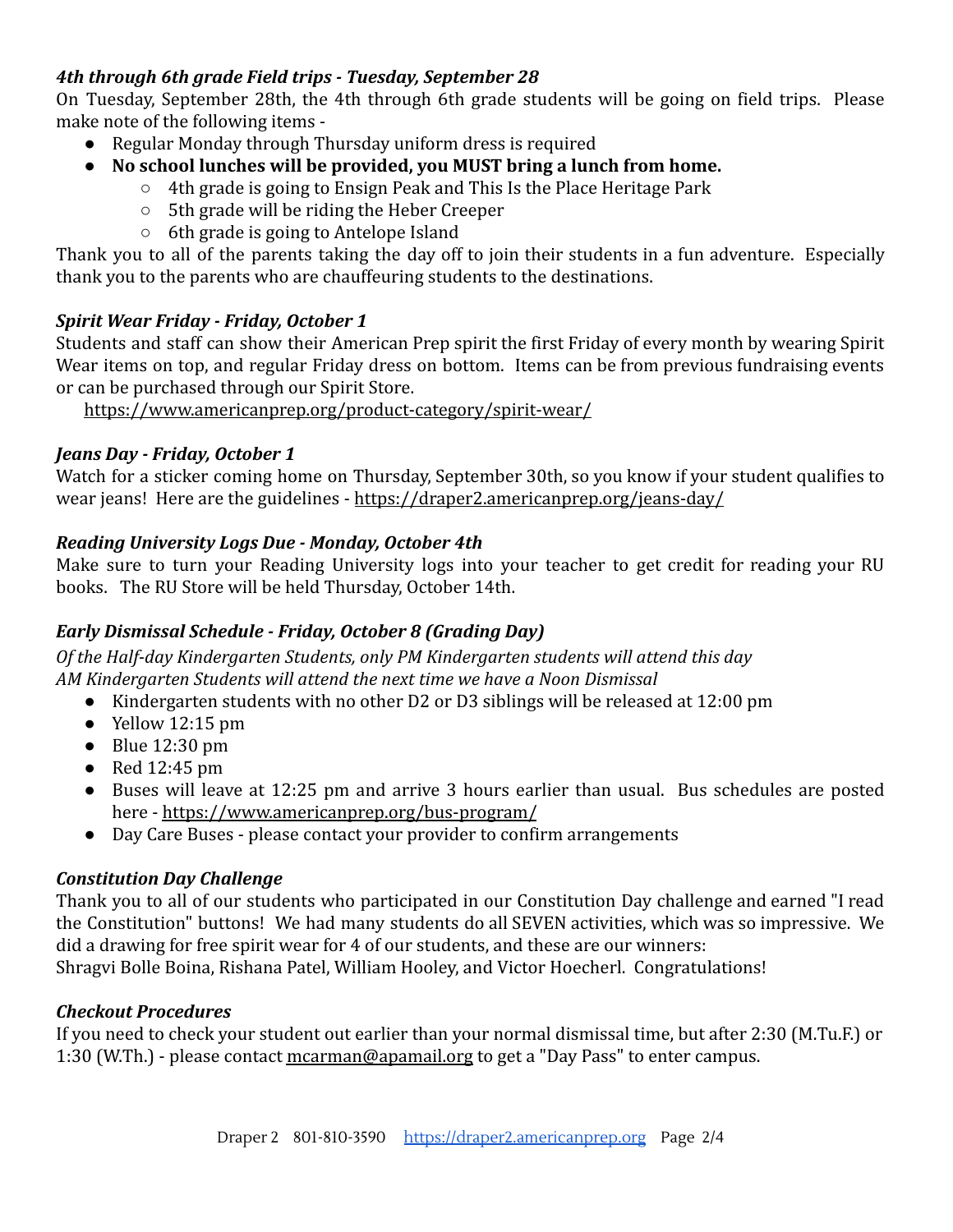### *4th through 6th grade Field trips - Tuesday, September 28*

On Tuesday, September 28th, the 4th through 6th grade students will be going on field trips. Please make note of the following items -

- Regular Monday through Thursday uniform dress is required
- **No school lunches will be provided, you MUST bring a lunch from home.**
  - 4th grade is going to Ensign Peak and This Is the Place Heritage Park
  - 5th grade will be riding the Heber Creeper
  - 6th grade is going to Antelope Island

Thank you to all of the parents taking the day off to join their students in a fun adventure. Especially thank you to the parents who are chauffeuring students to the destinations.

### *Spirit Wear Friday - Friday, October 1*

Students and staff can show their American Prep spirit the first Friday of every month by wearing Spirit Wear items on top, and regular Friday dress on bottom. Items can be from previous fundraising events or can be purchased through our Spirit Store.

https://www.americanprep.org/product-category/spirit-wear/

### *Jeans Day - Friday, October 1*

Watch for a sticker coming home on Thursday, September 30th, so you know if your student qualifies to wear jeans! Here are the guidelines - https://draper2.americanprep.org/jeans-day/

### *Reading University Logs Due - Monday, October 4th*

Make sure to turn your Reading University logs into your teacher to get credit for reading your RU books. The RU Store will be held Thursday, October 14th.

### *Early Dismissal Schedule - Friday, October 8 (Grading Day)*

*Of the Half-day Kindergarten Students, only PM Kindergarten students will attend this day*
*AM Kindergarten Students will attend the next time we have a Noon Dismissal*

- Kindergarten students with no other D2 or D3 siblings will be released at 12:00 pm
- Yellow 12:15 pm
- Blue 12:30 pm
- Red 12:45 pm
- Buses will leave at 12:25 pm and arrive 3 hours earlier than usual. Bus schedules are posted here - https://www.americanprep.org/bus-program/
- Day Care Buses - please contact your provider to confirm arrangements

### *Constitution Day Challenge*

Thank you to all of our students who participated in our Constitution Day challenge and earned "I read the Constitution" buttons! We had many students do all SEVEN activities, which was so impressive. We did a drawing for free spirit wear for 4 of our students, and these are our winners:
Shragvi Bolle Boina, Rishana Patel, William Hooley, and Victor Hoecherl. Congratulations!

### *Checkout Procedures*

If you need to check your student out earlier than your normal dismissal time, but after 2:30 (M.Tu.F.) or 1:30 (W.Th.) - please contact mcarman@apamail.org to get a "Day Pass" to enter campus.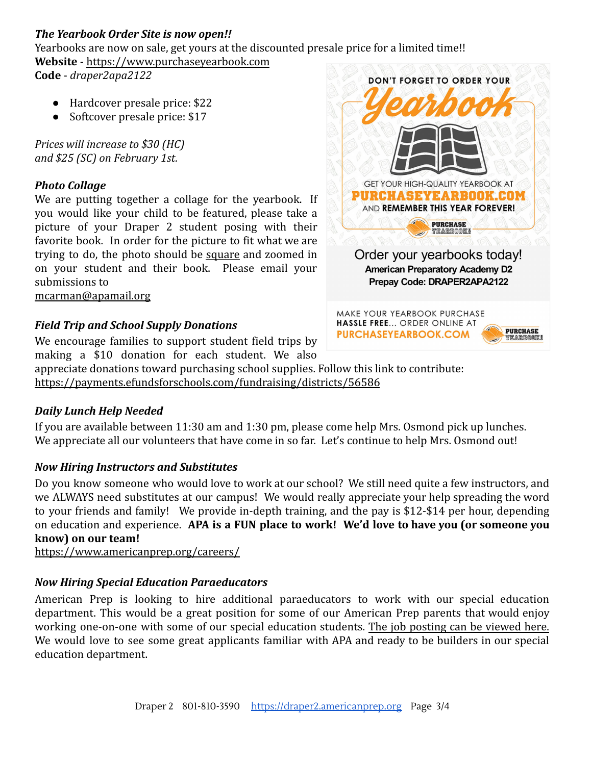### *The Yearbook Order Site is now open!!*

Yearbooks are now on sale, get yours at the discounted presale price for a limited time!!

**Website** - https://www.purchaseyearbook.com

**Code** - *draper2apa2122*

- Hardcover presale price: $22
- Softcover presale price: $17

*Prices will increase to $30 (HC) and $25 (SC) on February 1st.*

DON'T FORGET TO ORDER YOUR Yearbook

GET YOUR HIGH-QUALITY YEARBOOK AT PURCHASEYEARBOOK.COM AND REMEMBER THIS YEAR FOREVER!

Order your yearbooks today!
**American Preparatory Academy D2**
**Prepay Code: DRAPER2APA2122**

MAKE YOUR YEARBOOK PURCHASE HASSLE FREE... ORDER ONLINE AT PURCHASEYEARBOOK.COM

### *Photo Collage*

We are putting together a collage for the yearbook. If you would like your child to be featured, please take a picture of your Draper 2 student posing with their favorite book. In order for the picture to fit what we are trying to do, the photo should be square and zoomed in on your student and their book. Please email your submissions to mcarman@apamail.org

### *Field Trip and School Supply Donations*

We encourage families to support student field trips by making a $10 donation for each student. We also appreciate donations toward purchasing school supplies. Follow this link to contribute: https://payments.efundsforschools.com/fundraising/districts/56586

### *Daily Lunch Help Needed*

If you are available between 11:30 am and 1:30 pm, please come help Mrs. Osmond pick up lunches. We appreciate all our volunteers that have come in so far. Let's continue to help Mrs. Osmond out!

### *Now Hiring Instructors and Substitutes*

Do you know someone who would love to work at our school? We still need quite a few instructors, and we ALWAYS need substitutes at our campus! We would really appreciate your help spreading the word to your friends and family! We provide in-depth training, and the pay is $12-$14 per hour, depending on education and experience. **APA is a FUN place to work! We'd love to have you (or someone you know) on our team!**

https://www.americanprep.org/careers/

### *Now Hiring Special Education Paraeducators*

American Prep is looking to hire additional paraeducators to work with our special education department. This would be a great position for some of our American Prep parents that would enjoy working one-on-one with some of our special education students. The job posting can be viewed here. We would love to see some great applicants familiar with APA and ready to be builders in our special education department.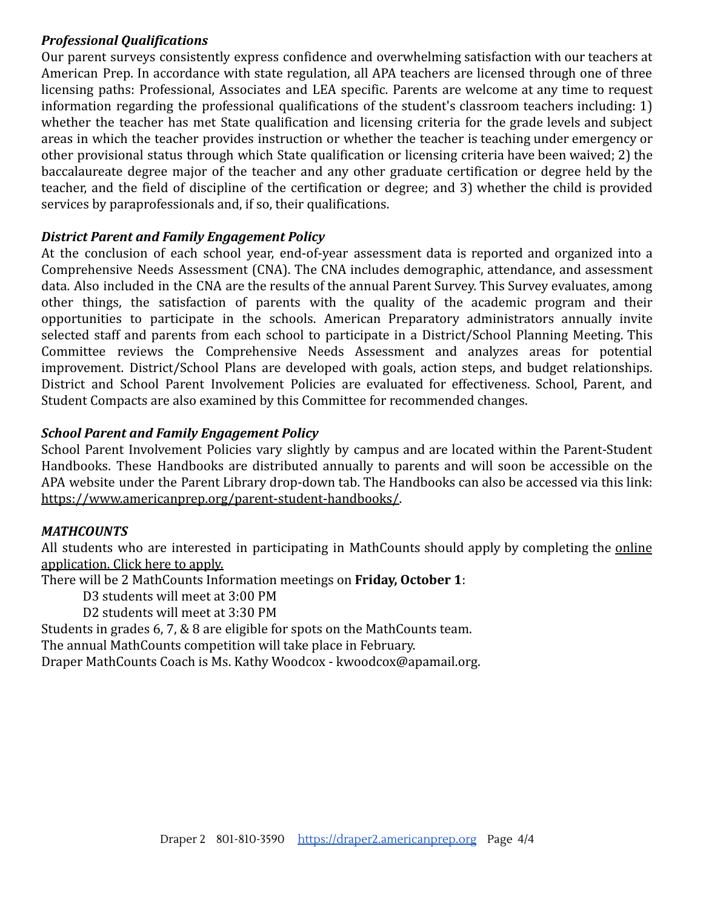***Professional Qualifications***

Our parent surveys consistently express confidence and overwhelming satisfaction with our teachers at American Prep. In accordance with state regulation, all APA teachers are licensed through one of three licensing paths: Professional, Associates and LEA specific. Parents are welcome at any time to request information regarding the professional qualifications of the student's classroom teachers including: 1) whether the teacher has met State qualification and licensing criteria for the grade levels and subject areas in which the teacher provides instruction or whether the teacher is teaching under emergency or other provisional status through which State qualification or licensing criteria have been waived; 2) the baccalaureate degree major of the teacher and any other graduate certification or degree held by the teacher, and the field of discipline of the certification or degree; and 3) whether the child is provided services by paraprofessionals and, if so, their qualifications.

***District Parent and Family Engagement Policy***

At the conclusion of each school year, end-of-year assessment data is reported and organized into a Comprehensive Needs Assessment (CNA). The CNA includes demographic, attendance, and assessment data. Also included in the CNA are the results of the annual Parent Survey. This Survey evaluates, among other things, the satisfaction of parents with the quality of the academic program and their opportunities to participate in the schools. American Preparatory administrators annually invite selected staff and parents from each school to participate in a District/School Planning Meeting. This Committee reviews the Comprehensive Needs Assessment and analyzes areas for potential improvement. District/School Plans are developed with goals, action steps, and budget relationships. District and School Parent Involvement Policies are evaluated for effectiveness. School, Parent, and Student Compacts are also examined by this Committee for recommended changes.

***School Parent and Family Engagement Policy***

School Parent Involvement Policies vary slightly by campus and are located within the Parent-Student Handbooks. These Handbooks are distributed annually to parents and will soon be accessible on the APA website under the Parent Library drop-down tab. The Handbooks can also be accessed via this link: https://www.americanprep.org/parent-student-handbooks/.

***MATHCOUNTS***

All students who are interested in participating in MathCounts should apply by completing the online application. Click here to apply.

There will be 2 MathCounts Information meetings on **Friday, October 1**:

D3 students will meet at 3:00 PM

D2 students will meet at 3:30 PM

Students in grades 6, 7, & 8 are eligible for spots on the MathCounts team.

The annual MathCounts competition will take place in February.

Draper MathCounts Coach is Ms. Kathy Woodcox - kwoodcox@apamail.org.